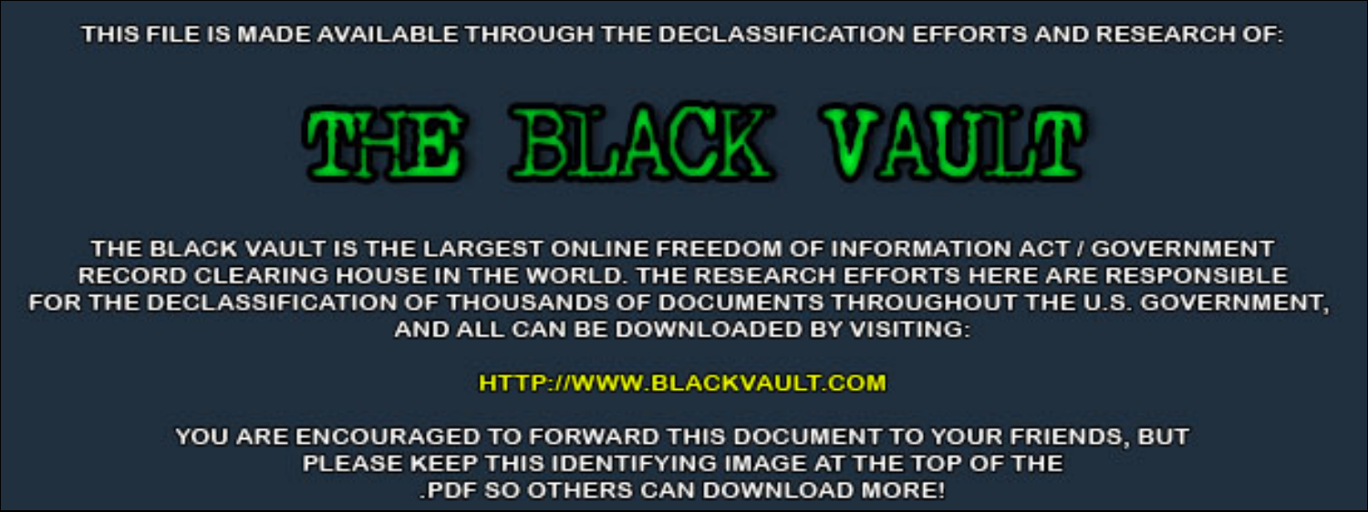THIS FILE IS MADE AVAILABLE THROUGH THE DECLASSIFICATION EFFORTS AND RESEARCH OF:

# THE BLACK VAULT

THE BLACK VAULT IS THE LARGEST ONLINE FREEDOM OF INFORMATION ACT / GOVERNMENT RECORD CLEARING HOUSE IN THE WORLD. THE RESEARCH EFFORTS HERE ARE RESPONSIBLE FOR THE DECLASSIFICATION OF THOUSANDS OF DOCUMENTS THROUGHOUT THE U.S. GOVERNMENT, AND ALL CAN BE DOWNLOADED BY VISITING:

HTTP://WWW.BLACKVAULT.COM

YOU ARE ENCOURAGED TO FORWARD THIS DOCUMENT TO YOUR FRIENDS, BUT PLEASE KEEP THIS IDENTIFYING IMAGE AT THE TOP OF THE .PDF SO OTHERS CAN DOWNLOAD MORE!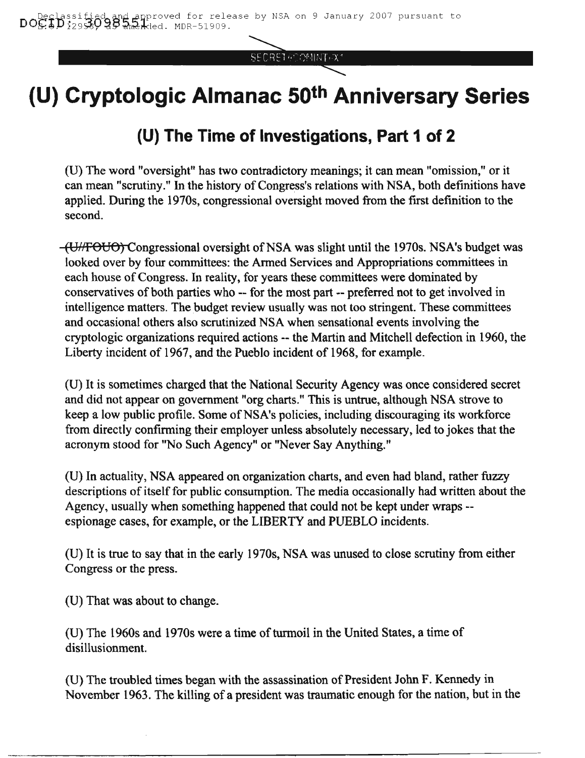# (U) Cryptologic Almanac 50th Anniversary Series

## (U) The Time of Investigations, Part 1 of 2

(U) The word "oversight" has two contradictory meanings; it can mean "omission," or it can mean "scrutiny." In the history of Congress's relations with NSA, both definitions have applied. During the 1970s, congressional oversight moved from the first definition to the second.

~~(U//FOUO)~~ Congressional oversight of NSA was slight until the 1970s. NSA's budget was looked over by four committees: the Armed Services and Appropriations committees in each house of Congress. In reality, for years these committees were dominated by conservatives of both parties who -- for the most part -- preferred not to get involved in intelligence matters. The budget review usually was not too stringent. These committees and occasional others also scrutinized NSA when sensational events involving the cryptologic organizations required actions -- the Martin and Mitchell defection in 1960, the Liberty incident of 1967, and the Pueblo incident of 1968, for example.

(U) It is sometimes charged that the National Security Agency was once considered secret and did not appear on government "org charts." This is untrue, although NSA strove to keep a low public profile. Some of NSA's policies, including discouraging its workforce from directly confirming their employer unless absolutely necessary, led to jokes that the acronym stood for "No Such Agency" or "Never Say Anything."

(U) In actuality, NSA appeared on organization charts, and even had bland, rather fuzzy descriptions of itself for public consumption. The media occasionally had written about the Agency, usually when something happened that could not be kept under wraps -- espionage cases, for example, or the LIBERTY and PUEBLO incidents.

(U) It is true to say that in the early 1970s, NSA was unused to close scrutiny from either Congress or the press.

(U) That was about to change.

(U) The 1960s and 1970s were a time of turmoil in the United States, a time of disillusionment.

(U) The troubled times began with the assassination of President John F. Kennedy in November 1963. The killing of a president was traumatic enough for the nation, but in the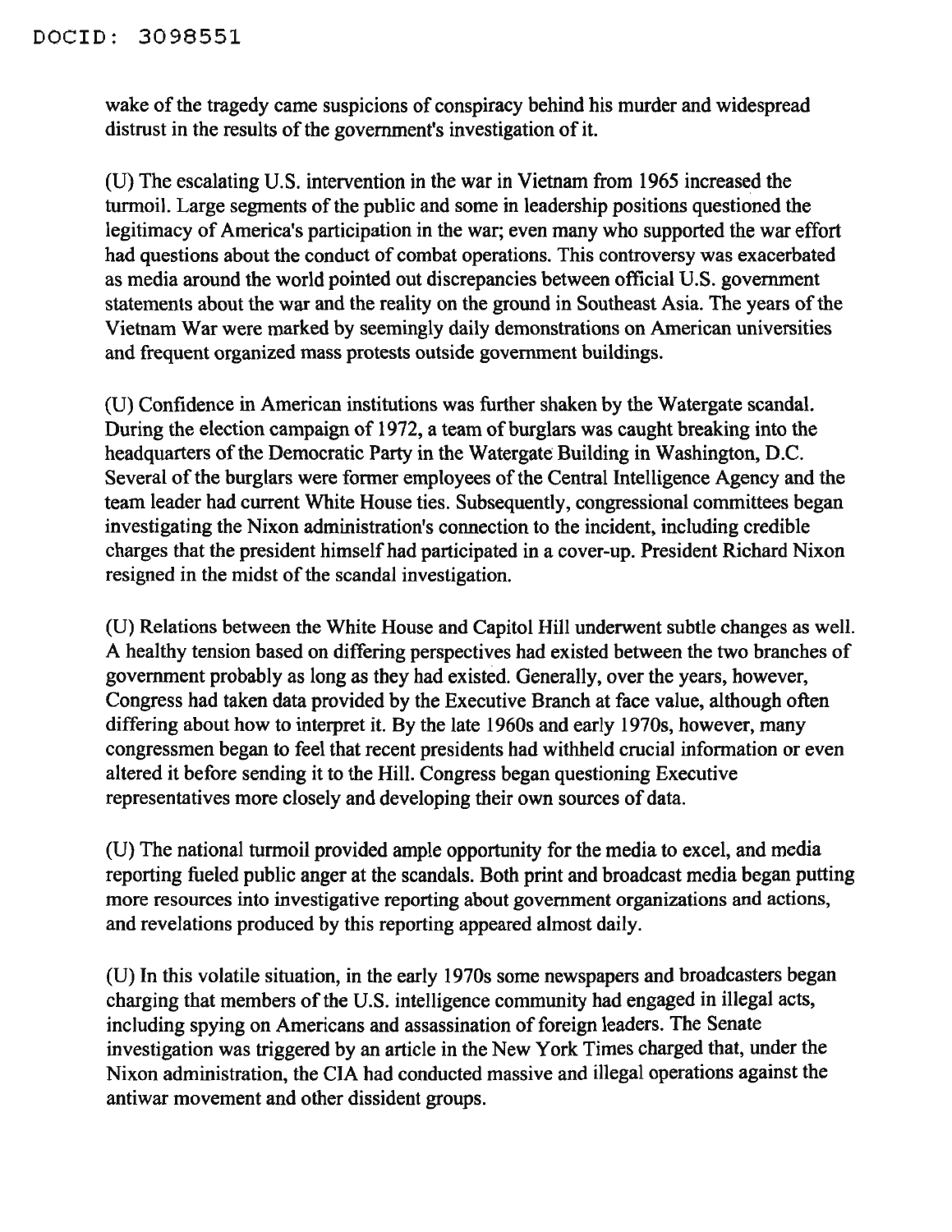wake of the tragedy came suspicions of conspiracy behind his murder and widespread distrust in the results of the government's investigation of it.

(U) The escalating U.S. intervention in the war in Vietnam from 1965 increased the turmoil. Large segments of the public and some in leadership positions questioned the legitimacy of America's participation in the war; even many who supported the war effort had questions about the conduct of combat operations. This controversy was exacerbated as media around the world pointed out discrepancies between official U.S. government statements about the war and the reality on the ground in Southeast Asia. The years of the Vietnam War were marked by seemingly daily demonstrations on American universities and frequent organized mass protests outside government buildings.

(U) Confidence in American institutions was further shaken by the Watergate scandal. During the election campaign of 1972, a team of burglars was caught breaking into the headquarters of the Democratic Party in the Watergate Building in Washington, D.C. Several of the burglars were former employees of the Central Intelligence Agency and the team leader had current White House ties. Subsequently, congressional committees began investigating the Nixon administration's connection to the incident, including credible charges that the president himself had participated in a cover-up. President Richard Nixon resigned in the midst of the scandal investigation.

(U) Relations between the White House and Capitol Hill underwent subtle changes as well. A healthy tension based on differing perspectives had existed between the two branches of government probably as long as they had existed. Generally, over the years, however, Congress had taken data provided by the Executive Branch at face value, although often differing about how to interpret it. By the late 1960s and early 1970s, however, many congressmen began to feel that recent presidents had withheld crucial information or even altered it before sending it to the Hill. Congress began questioning Executive representatives more closely and developing their own sources of data.

(U) The national turmoil provided ample opportunity for the media to excel, and media reporting fueled public anger at the scandals. Both print and broadcast media began putting more resources into investigative reporting about government organizations and actions, and revelations produced by this reporting appeared almost daily.

(U) In this volatile situation, in the early 1970s some newspapers and broadcasters began charging that members of the U.S. intelligence community had engaged in illegal acts, including spying on Americans and assassination of foreign leaders. The Senate investigation was triggered by an article in the New York Times charged that, under the Nixon administration, the CIA had conducted massive and illegal operations against the antiwar movement and other dissident groups.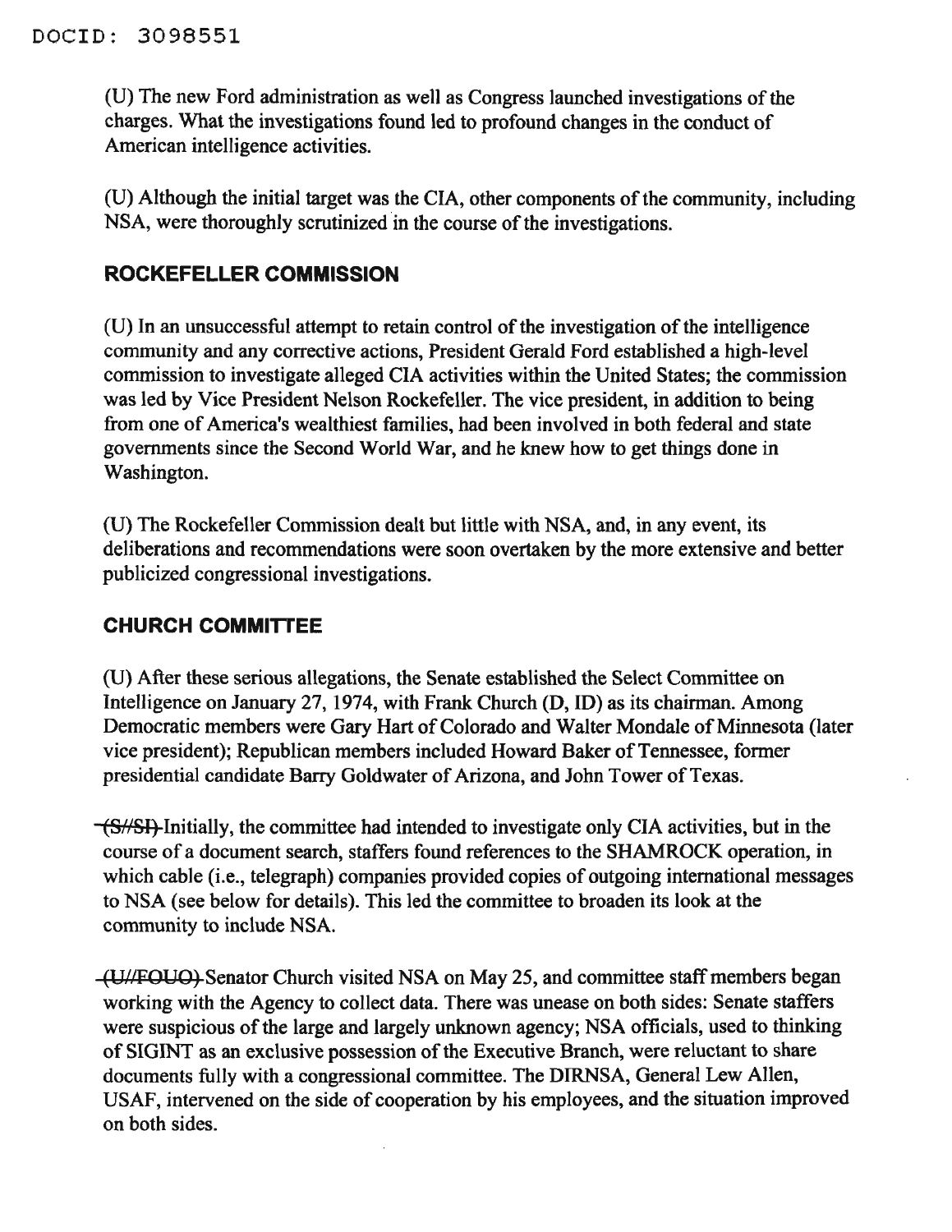DOCID: 3098551

(U) The new Ford administration as well as Congress launched investigations of the charges. What the investigations found led to profound changes in the conduct of American intelligence activities.

(U) Although the initial target was the CIA, other components of the community, including NSA, were thoroughly scrutinized in the course of the investigations.

## ROCKEFELLER COMMISSION

(U) In an unsuccessful attempt to retain control of the investigation of the intelligence community and any corrective actions, President Gerald Ford established a high-level commission to investigate alleged CIA activities within the United States; the commission was led by Vice President Nelson Rockefeller. The vice president, in addition to being from one of America's wealthiest families, had been involved in both federal and state governments since the Second World War, and he knew how to get things done in Washington.

(U) The Rockefeller Commission dealt but little with NSA, and, in any event, its deliberations and recommendations were soon overtaken by the more extensive and better publicized congressional investigations.

## CHURCH COMMITTEE

(U) After these serious allegations, the Senate established the Select Committee on Intelligence on January 27, 1974, with Frank Church (D, ID) as its chairman. Among Democratic members were Gary Hart of Colorado and Walter Mondale of Minnesota (later vice president); Republican members included Howard Baker of Tennessee, former presidential candidate Barry Goldwater of Arizona, and John Tower of Texas.

~~(S//SI)~~ Initially, the committee had intended to investigate only CIA activities, but in the course of a document search, staffers found references to the SHAMROCK operation, in which cable (i.e., telegraph) companies provided copies of outgoing international messages to NSA (see below for details). This led the committee to broaden its look at the community to include NSA.

~~(U//FOUO)~~ Senator Church visited NSA on May 25, and committee staff members began working with the Agency to collect data. There was unease on both sides: Senate staffers were suspicious of the large and largely unknown agency; NSA officials, used to thinking of SIGINT as an exclusive possession of the Executive Branch, were reluctant to share documents fully with a congressional committee. The DIRNSA, General Lew Allen, USAF, intervened on the side of cooperation by his employees, and the situation improved on both sides.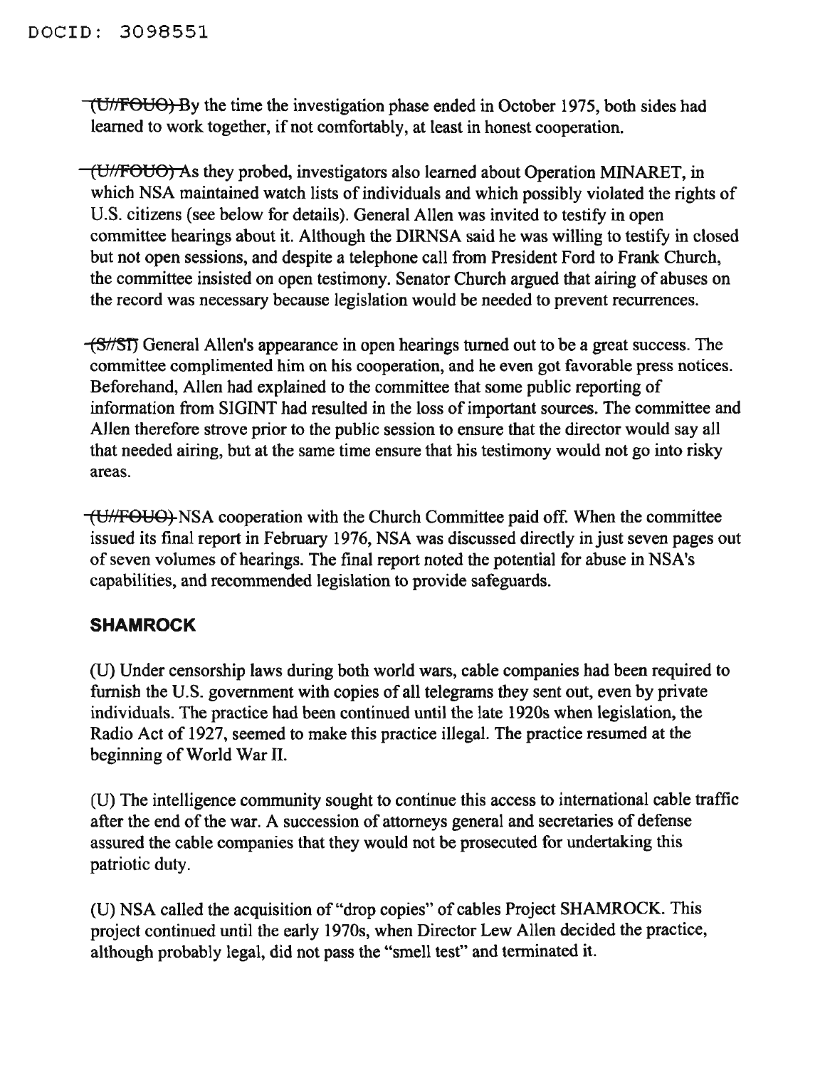DOCID: 3098551

~~(U//FOUO)~~ By the time the investigation phase ended in October 1975, both sides had learned to work together, if not comfortably, at least in honest cooperation.

~~(U//FOUO)~~ As they probed, investigators also learned about Operation MINARET, in which NSA maintained watch lists of individuals and which possibly violated the rights of U.S. citizens (see below for details). General Allen was invited to testify in open committee hearings about it. Although the DIRNSA said he was willing to testify in closed but not open sessions, and despite a telephone call from President Ford to Frank Church, the committee insisted on open testimony. Senator Church argued that airing of abuses on the record was necessary because legislation would be needed to prevent recurrences.

~~(S//SI)~~ General Allen's appearance in open hearings turned out to be a great success. The committee complimented him on his cooperation, and he even got favorable press notices. Beforehand, Allen had explained to the committee that some public reporting of information from SIGINT had resulted in the loss of important sources. The committee and Allen therefore strove prior to the public session to ensure that the director would say all that needed airing, but at the same time ensure that his testimony would not go into risky areas.

~~(U//FOUO)~~ NSA cooperation with the Church Committee paid off. When the committee issued its final report in February 1976, NSA was discussed directly in just seven pages out of seven volumes of hearings. The final report noted the potential for abuse in NSA's capabilities, and recommended legislation to provide safeguards.

## SHAMROCK

(U) Under censorship laws during both world wars, cable companies had been required to furnish the U.S. government with copies of all telegrams they sent out, even by private individuals. The practice had been continued until the late 1920s when legislation, the Radio Act of 1927, seemed to make this practice illegal. The practice resumed at the beginning of World War II.

(U) The intelligence community sought to continue this access to international cable traffic after the end of the war. A succession of attorneys general and secretaries of defense assured the cable companies that they would not be prosecuted for undertaking this patriotic duty.

(U) NSA called the acquisition of "drop copies" of cables Project SHAMROCK. This project continued until the early 1970s, when Director Lew Allen decided the practice, although probably legal, did not pass the "smell test" and terminated it.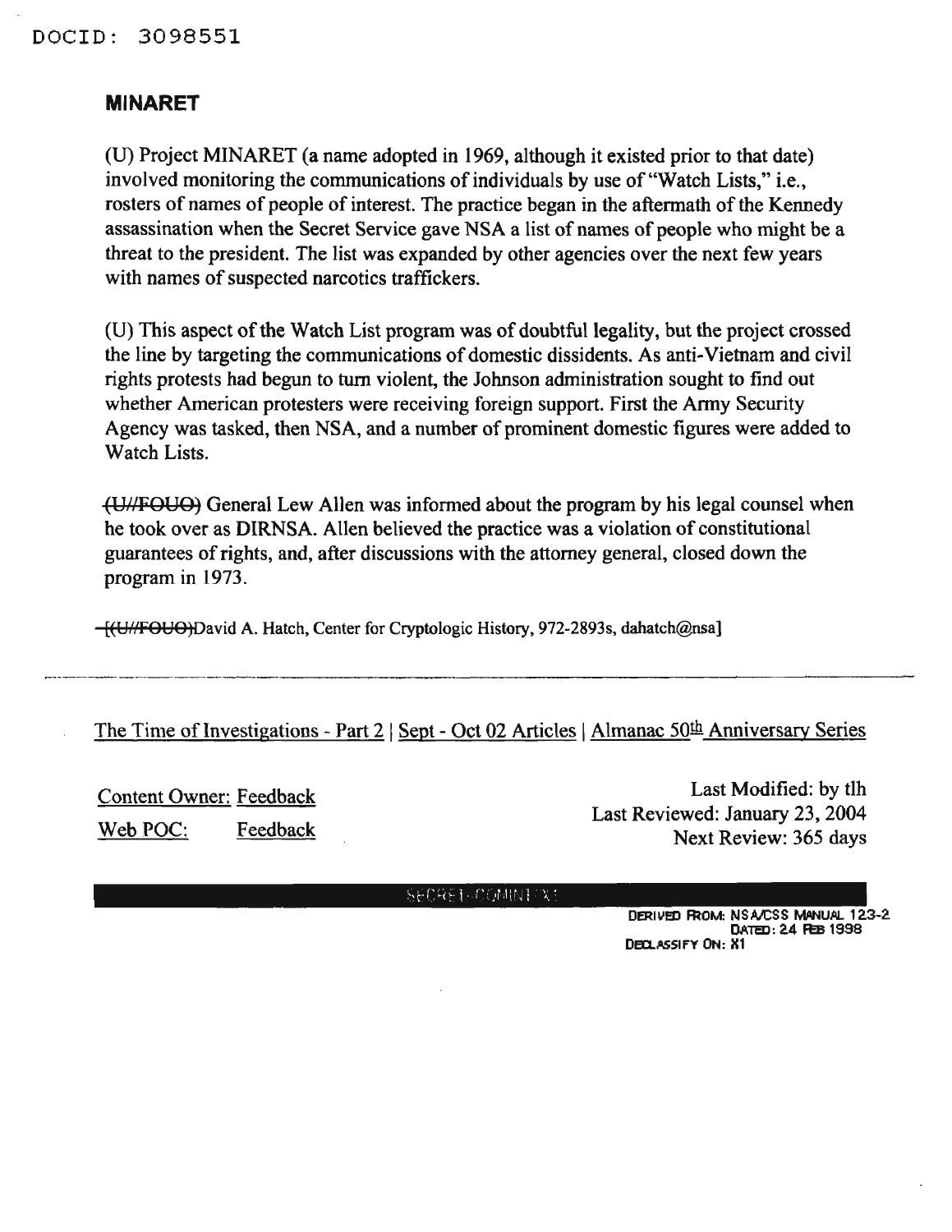DOCID: 3098551

## MINARET

(U) Project MINARET (a name adopted in 1969, although it existed prior to that date) involved monitoring the communications of individuals by use of "Watch Lists," i.e., rosters of names of people of interest. The practice began in the aftermath of the Kennedy assassination when the Secret Service gave NSA a list of names of people who might be a threat to the president. The list was expanded by other agencies over the next few years with names of suspected narcotics traffickers.

(U) This aspect of the Watch List program was of doubtful legality, but the project crossed the line by targeting the communications of domestic dissidents. As anti-Vietnam and civil rights protests had begun to turn violent, the Johnson administration sought to find out whether American protesters were receiving foreign support. First the Army Security Agency was tasked, then NSA, and a number of prominent domestic figures were added to Watch Lists.

~~(U//FOUO)~~ General Lew Allen was informed about the program by his legal counsel when he took over as DIRNSA. Allen believed the practice was a violation of constitutional guarantees of rights, and, after discussions with the attorney general, closed down the program in 1973.

~~[(U//FOUO)~~David A. Hatch, Center for Cryptologic History, 972-2893s, dahatch@nsa]

---

The Time of Investigations - Part 2 | Sept - Oct 02 Articles | Almanac 50th Anniversary Series

Content Owner: Feedback

Web POC: Feedback

Last Modified: by tlh

Last Reviewed: January 23, 2004

Next Review: 365 days

SECRET//COMINT//X1

DERIVED FROM: NSA/CSS MANUAL 123-2
DATED: 24 FEB 1998
DECLASSIFY ON: X1